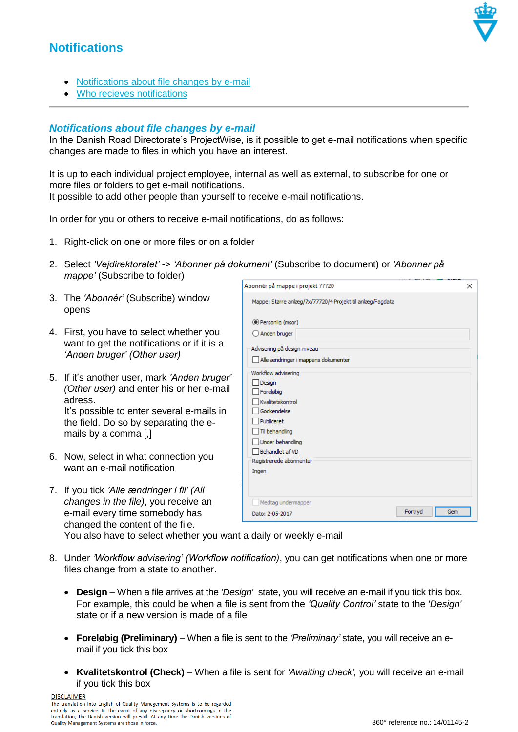# Notifications

- Notifications about file changes by e-mail
- Who recieves notifications

---

## *Notifications about file changes by e-mail*

In the Danish Road Directorate's ProjectWise, is it possible to get e-mail notifications when specific changes are made to files in which you have an interest.

It is up to each individual project employee, internal as well as external, to subscribe for one or more files or folders to get e-mail notifications.
It possible to add other people than yourself to receive e-mail notifications.

In order for you or others to receive e-mail notifications, do as follows:

1. Right-click on one or more files or on a folder
2. Select *'Vejdirektoratet'* -> *'Abonner på dokument'* (Subscribe to document) or *'Abonner på mappe'* (Subscribe to folder)
3. The *'Abonnér'* (Subscribe) window opens
4. First, you have to select whether you want to get the notifications or if it is a *'Anden bruger' (Other user)*
5. If it's another user, mark *'Anden bruger' (Other user)* and enter his or her e-mail adress.
   It's possible to enter several e-mails in the field. Do so by separating the e-mails by a comma [,]
6. Now, select in what connection you want an e-mail notification
7. If you tick *'Alle ændringer i fil' (All changes in the file)*, you receive an e-mail every time somebody has changed the content of the file.
   You also have to select whether you want a daily or weekly e-mail
8. Under *'Workflow advisering' (Workflow notification)*, you can get notifications when one or more files change from a state to another.

   - **Design** – When a file arrives at the *'Design'* state, you will receive an e-mail if you tick this box. For example, this could be when a file is sent from the *'Quality Control'* state to the *'Design'* state or if a new version is made of a file
   - **Foreløbig (Preliminary)** – When a file is sent to the *'Preliminary'* state, you will receive an e-mail if you tick this box
   - **Kvalitetskontrol (Check)** – When a file is sent for *'Awaiting check'*, you will receive an e-mail if you tick this box

DISCLAIMER
The translation into English of Quality Management Systems is to be regarded entirely as a service. In the event of any discrepancy or shortcomings in the translation, the Danish version will prevail. At any time the Danish versions of Quality Management Systems are those in force.

360° reference no.: 14/01145-2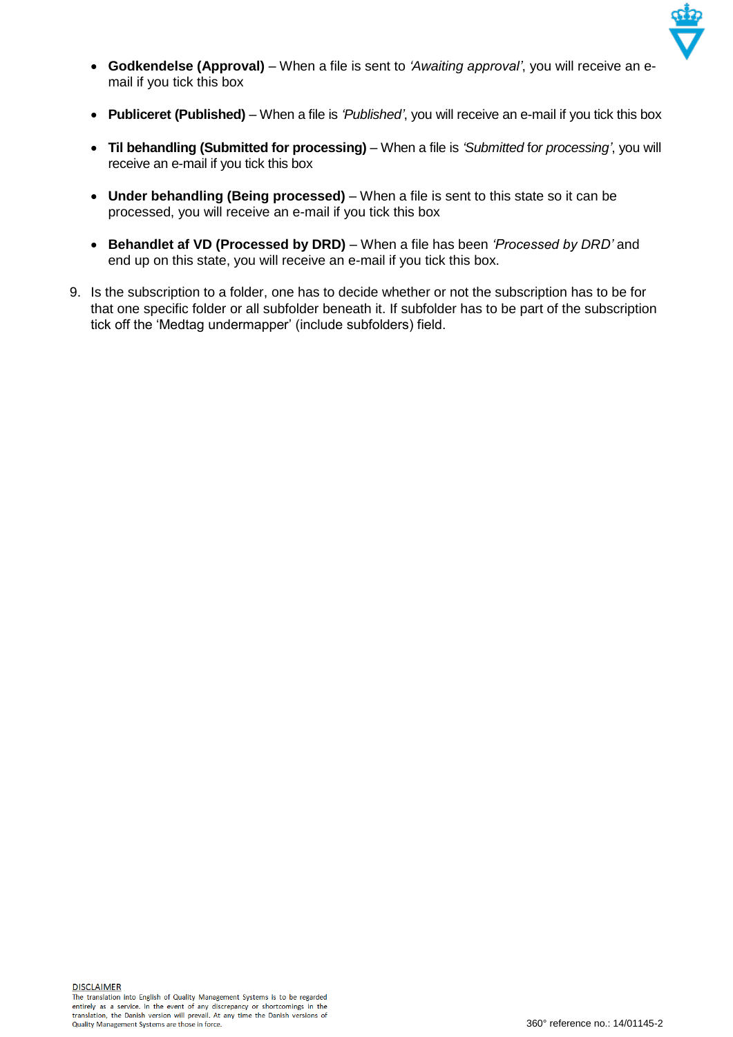- **Godkendelse (Approval)** – When a file is sent to *'Awaiting approval'*, you will receive an e-mail if you tick this box

- **Publiceret (Published)** – When a file is *'Published'*, you will receive an e-mail if you tick this box

- **Til behandling (Submitted for processing)** – When a file is *'Submitted for processing'*, you will receive an e-mail if you tick this box

- **Under behandling (Being processed)** – When a file is sent to this state so it can be processed, you will receive an e-mail if you tick this box

- **Behandlet af VD (Processed by DRD)** – When a file has been *'Processed by DRD'* and end up on this state, you will receive an e-mail if you tick this box.

9. Is the subscription to a folder, one has to decide whether or not the subscription has to be for that one specific folder or all subfolder beneath it. If subfolder has to be part of the subscription tick off the 'Medtag undermapper' (include subfolders) field.

DISCLAIMER
The translation into English of Quality Management Systems is to be regarded entirely as a service. In the event of any discrepancy or shortcomings in the translation, the Danish version will prevail. At any time the Danish versions of Quality Management Systems are those in force.

360° reference no.: 14/01145-2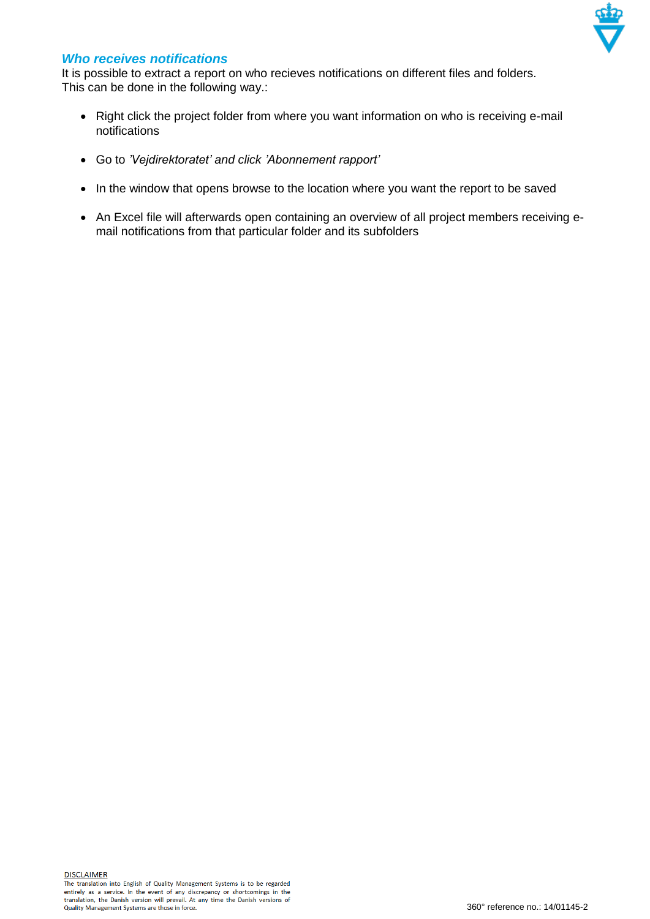### *Who receives notifications*

It is possible to extract a report on who recieves notifications on different files and folders. This can be done in the following way.:

- Right click the project folder from where you want information on who is receiving e-mail notifications
- Go to *'Vejdirektoratet' and click 'Abonnement rapport'*
- In the window that opens browse to the location where you want the report to be saved
- An Excel file will afterwards open containing an overview of all project members receiving e-mail notifications from that particular folder and its subfolders

DISCLAIMER
The translation into English of Quality Management Systems is to be regarded entirely as a service. In the event of any discrepancy or shortcomings in the translation, the Danish version will prevail. At any time the Danish versions of Quality Management Systems are those in force.

360° reference no.: 14/01145-2